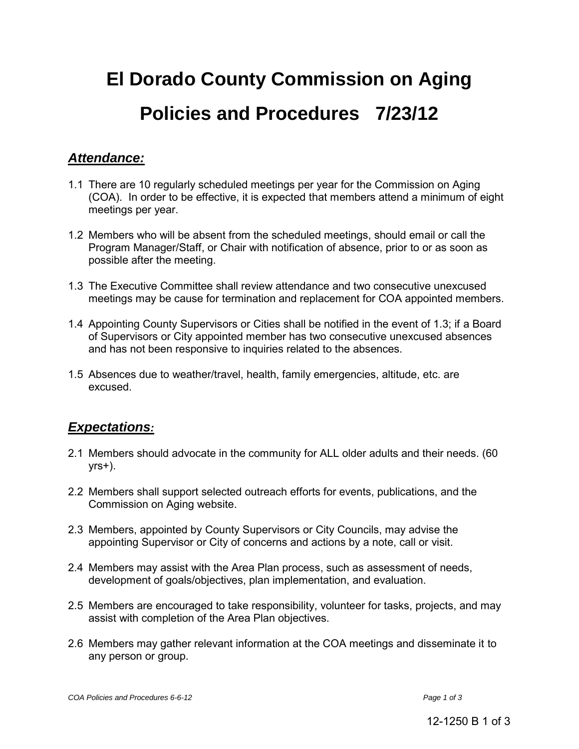# El Dorado County Commission on Aging

# Policies and Procedures 7/23/12

## *Attendance:*

1.1 There are 10 regularly scheduled meetings per year for the Commission on Aging (COA). In order to be effective, it is expected that members attend a minimum of eight meetings per year.

1.2 Members who will be absent from the scheduled meetings, should email or call the Program Manager/Staff, or Chair with notification of absence, prior to or as soon as possible after the meeting.

1.3 The Executive Committee shall review attendance and two consecutive unexcused meetings may be cause for termination and replacement for COA appointed members.

1.4 Appointing County Supervisors or Cities shall be notified in the event of 1.3; if a Board of Supervisors or City appointed member has two consecutive unexcused absences and has not been responsive to inquiries related to the absences.

1.5 Absences due to weather/travel, health, family emergencies, altitude, etc. are excused.

## *Expectations:*

2.1 Members should advocate in the community for ALL older adults and their needs. (60 yrs+).

2.2 Members shall support selected outreach efforts for events, publications, and the Commission on Aging website.

2.3 Members, appointed by County Supervisors or City Councils, may advise the appointing Supervisor or City of concerns and actions by a note, call or visit.

2.4 Members may assist with the Area Plan process, such as assessment of needs, development of goals/objectives, plan implementation, and evaluation.

2.5 Members are encouraged to take responsibility, volunteer for tasks, projects, and may assist with completion of the Area Plan objectives.

2.6 Members may gather relevant information at the COA meetings and disseminate it to any person or group.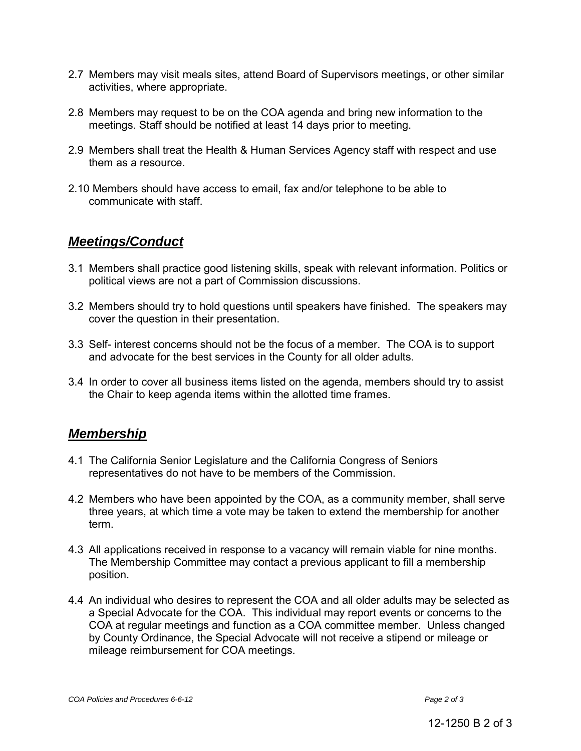2.7 Members may visit meals sites, attend Board of Supervisors meetings, or other similar activities, where appropriate.

2.8 Members may request to be on the COA agenda and bring new information to the meetings. Staff should be notified at least 14 days prior to meeting.

2.9 Members shall treat the Health & Human Services Agency staff with respect and use them as a resource.

2.10 Members should have access to email, fax and/or telephone to be able to communicate with staff.

## ***Meetings/Conduct***

3.1 Members shall practice good listening skills, speak with relevant information. Politics or political views are not a part of Commission discussions.

3.2 Members should try to hold questions until speakers have finished. The speakers may cover the question in their presentation.

3.3 Self- interest concerns should not be the focus of a member. The COA is to support and advocate for the best services in the County for all older adults.

3.4 In order to cover all business items listed on the agenda, members should try to assist the Chair to keep agenda items within the allotted time frames.

## ***Membership***

4.1 The California Senior Legislature and the California Congress of Seniors representatives do not have to be members of the Commission.

4.2 Members who have been appointed by the COA, as a community member, shall serve three years, at which time a vote may be taken to extend the membership for another term.

4.3 All applications received in response to a vacancy will remain viable for nine months. The Membership Committee may contact a previous applicant to fill a membership position.

4.4 An individual who desires to represent the COA and all older adults may be selected as a Special Advocate for the COA. This individual may report events or concerns to the COA at regular meetings and function as a COA committee member. Unless changed by County Ordinance, the Special Advocate will not receive a stipend or mileage or mileage reimbursement for COA meetings.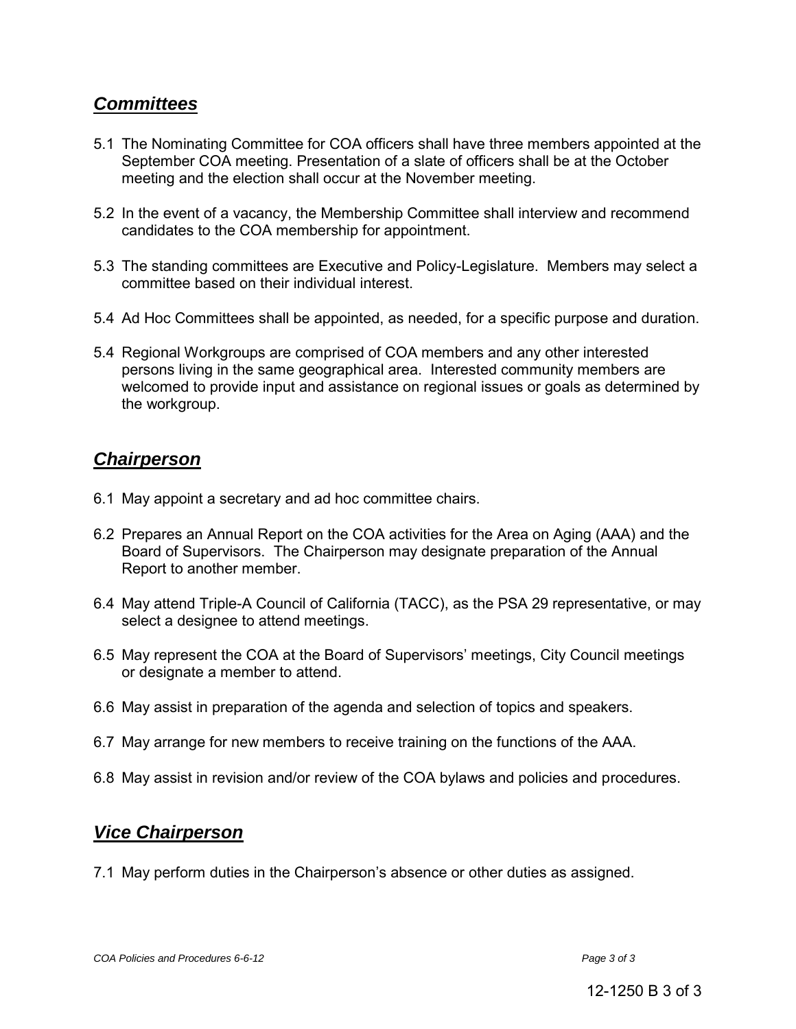## ***Committees***

5.1 The Nominating Committee for COA officers shall have three members appointed at the September COA meeting. Presentation of a slate of officers shall be at the October meeting and the election shall occur at the November meeting.

5.2 In the event of a vacancy, the Membership Committee shall interview and recommend candidates to the COA membership for appointment.

5.3 The standing committees are Executive and Policy-Legislature. Members may select a committee based on their individual interest.

5.4 Ad Hoc Committees shall be appointed, as needed, for a specific purpose and duration.

5.4 Regional Workgroups are comprised of COA members and any other interested persons living in the same geographical area. Interested community members are welcomed to provide input and assistance on regional issues or goals as determined by the workgroup.

## ***Chairperson***

6.1 May appoint a secretary and ad hoc committee chairs.

6.2 Prepares an Annual Report on the COA activities for the Area on Aging (AAA) and the Board of Supervisors. The Chairperson may designate preparation of the Annual Report to another member.

6.4 May attend Triple-A Council of California (TACC), as the PSA 29 representative, or may select a designee to attend meetings.

6.5 May represent the COA at the Board of Supervisors' meetings, City Council meetings or designate a member to attend.

6.6 May assist in preparation of the agenda and selection of topics and speakers.

6.7 May arrange for new members to receive training on the functions of the AAA.

6.8 May assist in revision and/or review of the COA bylaws and policies and procedures.

## ***Vice Chairperson***

7.1 May perform duties in the Chairperson's absence or other duties as assigned.